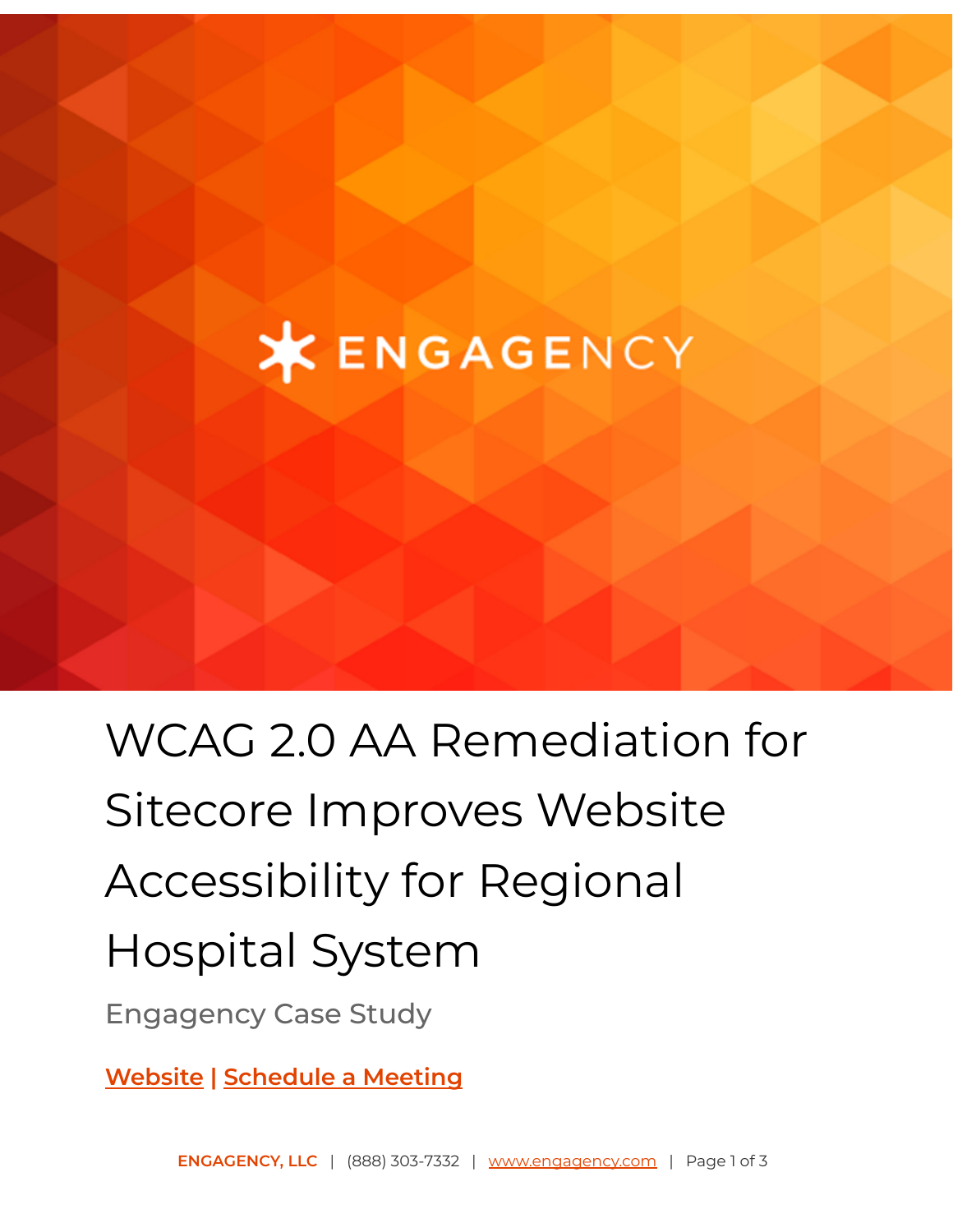ENGAGENCY

# WCAG 2.0 AA Remediation for Sitecore Improves Website Accessibility for Regional Hospital System

Engagency Case Study

**Website | Schedule a Meeting**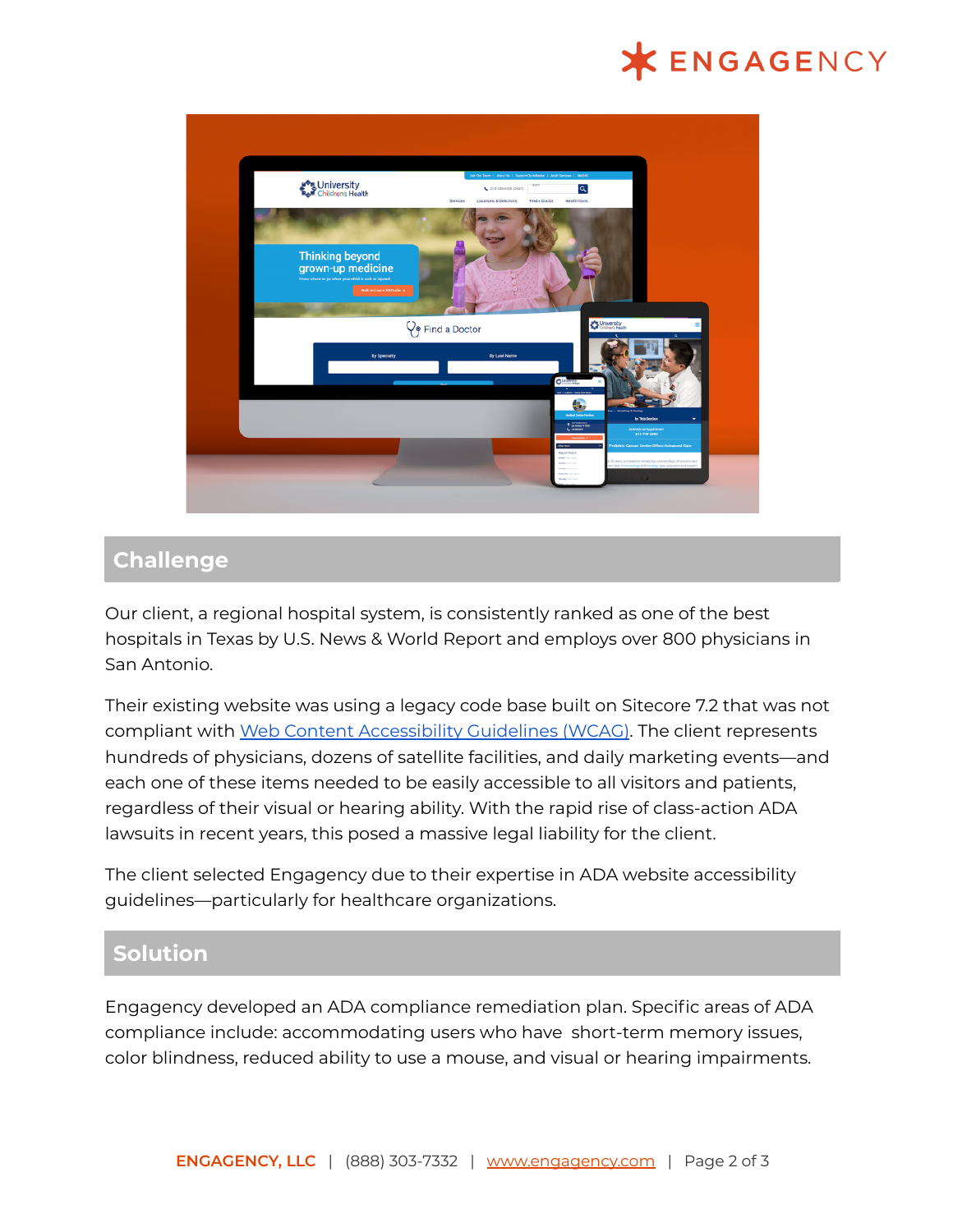## Challenge

Our client, a regional hospital system, is consistently ranked as one of the best hospitals in Texas by U.S. News & World Report and employs over 800 physicians in San Antonio.

Their existing website was using a legacy code base built on Sitecore 7.2 that was not compliant with [Web Content Accessibility Guidelines (WCAG)](). The client represents hundreds of physicians, dozens of satellite facilities, and daily marketing events—and each one of these items needed to be easily accessible to all visitors and patients, regardless of their visual or hearing ability. With the rapid rise of class-action ADA lawsuits in recent years, this posed a massive legal liability for the client.

The client selected Engagency due to their expertise in ADA website accessibility guidelines—particularly for healthcare organizations.

## Solution

Engagency developed an ADA compliance remediation plan. Specific areas of ADA compliance include: accommodating users who have short-term memory issues, color blindness, reduced ability to use a mouse, and visual or hearing impairments.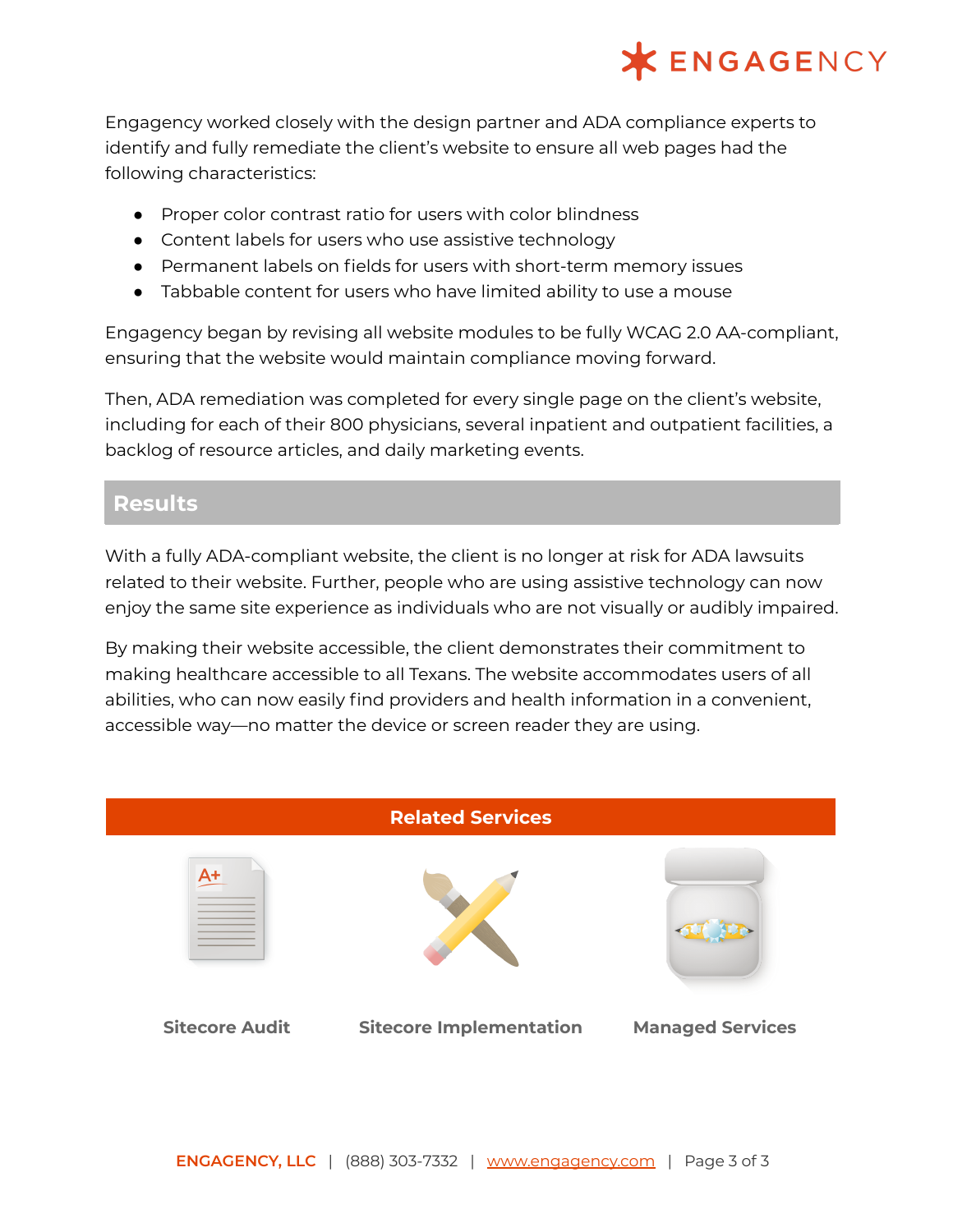Engagency worked closely with the design partner and ADA compliance experts to identify and fully remediate the client's website to ensure all web pages had the following characteristics:

- Proper color contrast ratio for users with color blindness
- Content labels for users who use assistive technology
- Permanent labels on fields for users with short-term memory issues
- Tabbable content for users who have limited ability to use a mouse

Engagency began by revising all website modules to be fully WCAG 2.0 AA-compliant, ensuring that the website would maintain compliance moving forward.

Then, ADA remediation was completed for every single page on the client's website, including for each of their 800 physicians, several inpatient and outpatient facilities, a backlog of resource articles, and daily marketing events.

## Results

With a fully ADA-compliant website, the client is no longer at risk for ADA lawsuits related to their website. Further, people who are using assistive technology can now enjoy the same site experience as individuals who are not visually or audibly impaired.

By making their website accessible, the client demonstrates their commitment to making healthcare accessible to all Texans. The website accommodates users of all abilities, who can now easily find providers and health information in a convenient, accessible way—no matter the device or screen reader they are using.

## Related Services

**Sitecore Audit**

**Sitecore Implementation**

**Managed Services**